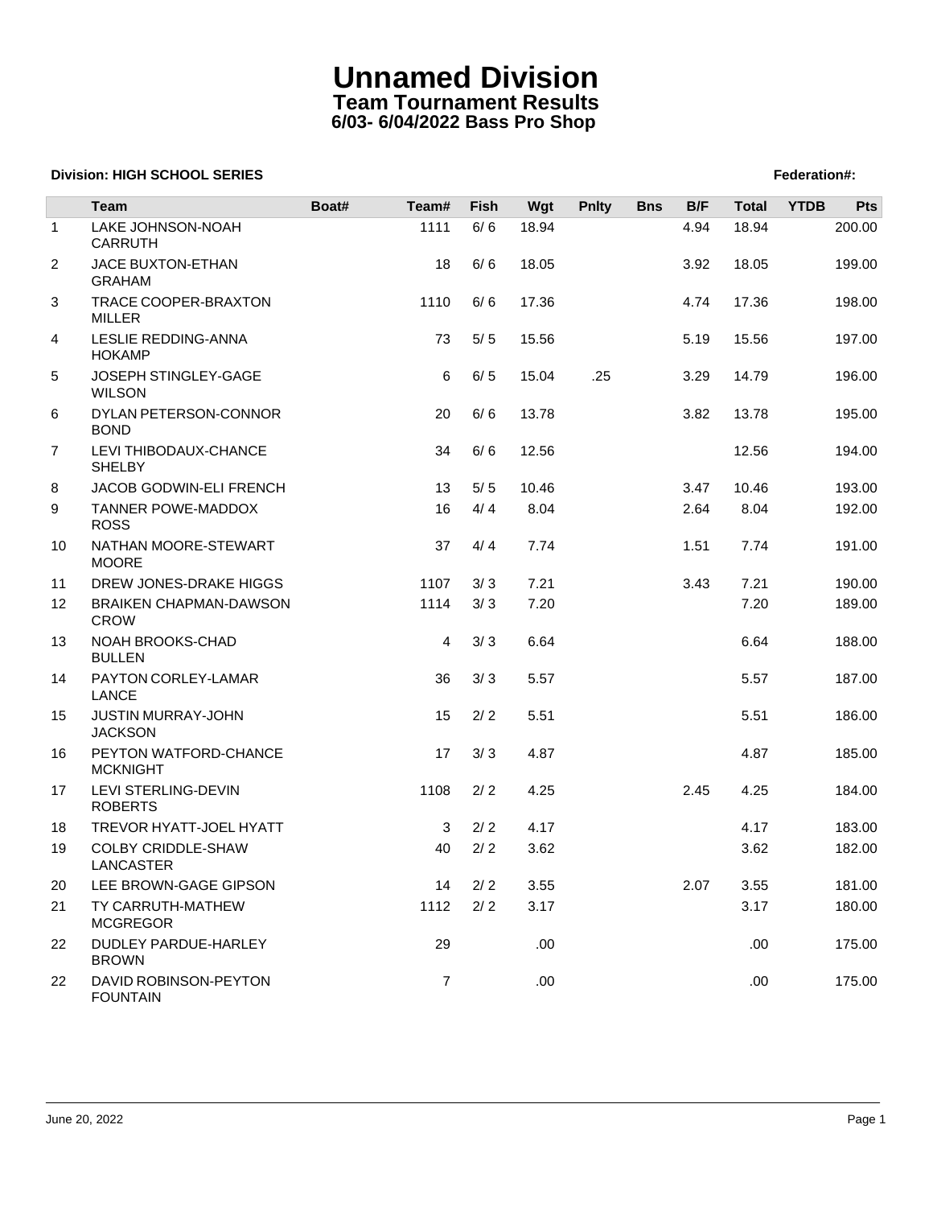# Unnamed Division

## Team Tournament Results

### 6/03- 6/04/2022 Bass Pro Shop

**Division: HIGH SCHOOL SERIES** **Federation#:**

| | Team | Boat# | Team# | Fish | Wgt | Pnlty | Bns | B/F | Total | YTDB | Pts |
|---|---|---|---|---|---|---|---|---|---|---|---|
| 1 | LAKE JOHNSON-NOAH CARRUTH | | 1111 | 6/ 6 | 18.94 | | | 4.94 | 18.94 | | 200.00 |
| 2 | JACE BUXTON-ETHAN GRAHAM | | 18 | 6/ 6 | 18.05 | | | 3.92 | 18.05 | | 199.00 |
| 3 | TRACE COOPER-BRAXTON MILLER | | 1110 | 6/ 6 | 17.36 | | | 4.74 | 17.36 | | 198.00 |
| 4 | LESLIE REDDING-ANNA HOKAMP | | 73 | 5/ 5 | 15.56 | | | 5.19 | 15.56 | | 197.00 |
| 5 | JOSEPH STINGLEY-GAGE WILSON | | 6 | 6/ 5 | 15.04 | .25 | | 3.29 | 14.79 | | 196.00 |
| 6 | DYLAN PETERSON-CONNOR BOND | | 20 | 6/ 6 | 13.78 | | | 3.82 | 13.78 | | 195.00 |
| 7 | LEVI THIBODAUX-CHANCE SHELBY | | 34 | 6/ 6 | 12.56 | | | | 12.56 | | 194.00 |
| 8 | JACOB GODWIN-ELI FRENCH | | 13 | 5/ 5 | 10.46 | | | 3.47 | 10.46 | | 193.00 |
| 9 | TANNER POWE-MADDOX ROSS | | 16 | 4/ 4 | 8.04 | | | 2.64 | 8.04 | | 192.00 |
| 10 | NATHAN MOORE-STEWART MOORE | | 37 | 4/ 4 | 7.74 | | | 1.51 | 7.74 | | 191.00 |
| 11 | DREW JONES-DRAKE HIGGS | | 1107 | 3/ 3 | 7.21 | | | 3.43 | 7.21 | | 190.00 |
| 12 | BRAIKEN CHAPMAN-DAWSON CROW | | 1114 | 3/ 3 | 7.20 | | | | 7.20 | | 189.00 |
| 13 | NOAH BROOKS-CHAD BULLEN | | 4 | 3/ 3 | 6.64 | | | | 6.64 | | 188.00 |
| 14 | PAYTON CORLEY-LAMAR LANCE | | 36 | 3/ 3 | 5.57 | | | | 5.57 | | 187.00 |
| 15 | JUSTIN MURRAY-JOHN JACKSON | | 15 | 2/ 2 | 5.51 | | | | 5.51 | | 186.00 |
| 16 | PEYTON WATFORD-CHANCE MCKNIGHT | | 17 | 3/ 3 | 4.87 | | | | 4.87 | | 185.00 |
| 17 | LEVI STERLING-DEVIN ROBERTS | | 1108 | 2/ 2 | 4.25 | | | 2.45 | 4.25 | | 184.00 |
| 18 | TREVOR HYATT-JOEL HYATT | | 3 | 2/ 2 | 4.17 | | | | 4.17 | | 183.00 |
| 19 | COLBY CRIDDLE-SHAW LANCASTER | | 40 | 2/ 2 | 3.62 | | | | 3.62 | | 182.00 |
| 20 | LEE BROWN-GAGE GIPSON | | 14 | 2/ 2 | 3.55 | | | 2.07 | 3.55 | | 181.00 |
| 21 | TY CARRUTH-MATHEW MCGREGOR | | 1112 | 2/ 2 | 3.17 | | | | 3.17 | | 180.00 |
| 22 | DUDLEY PARDUE-HARLEY BROWN | | 29 | | .00 | | | | .00 | | 175.00 |
| 22 | DAVID ROBINSON-PEYTON FOUNTAIN | | 7 | | .00 | | | | .00 | | 175.00 |

June 20, 2022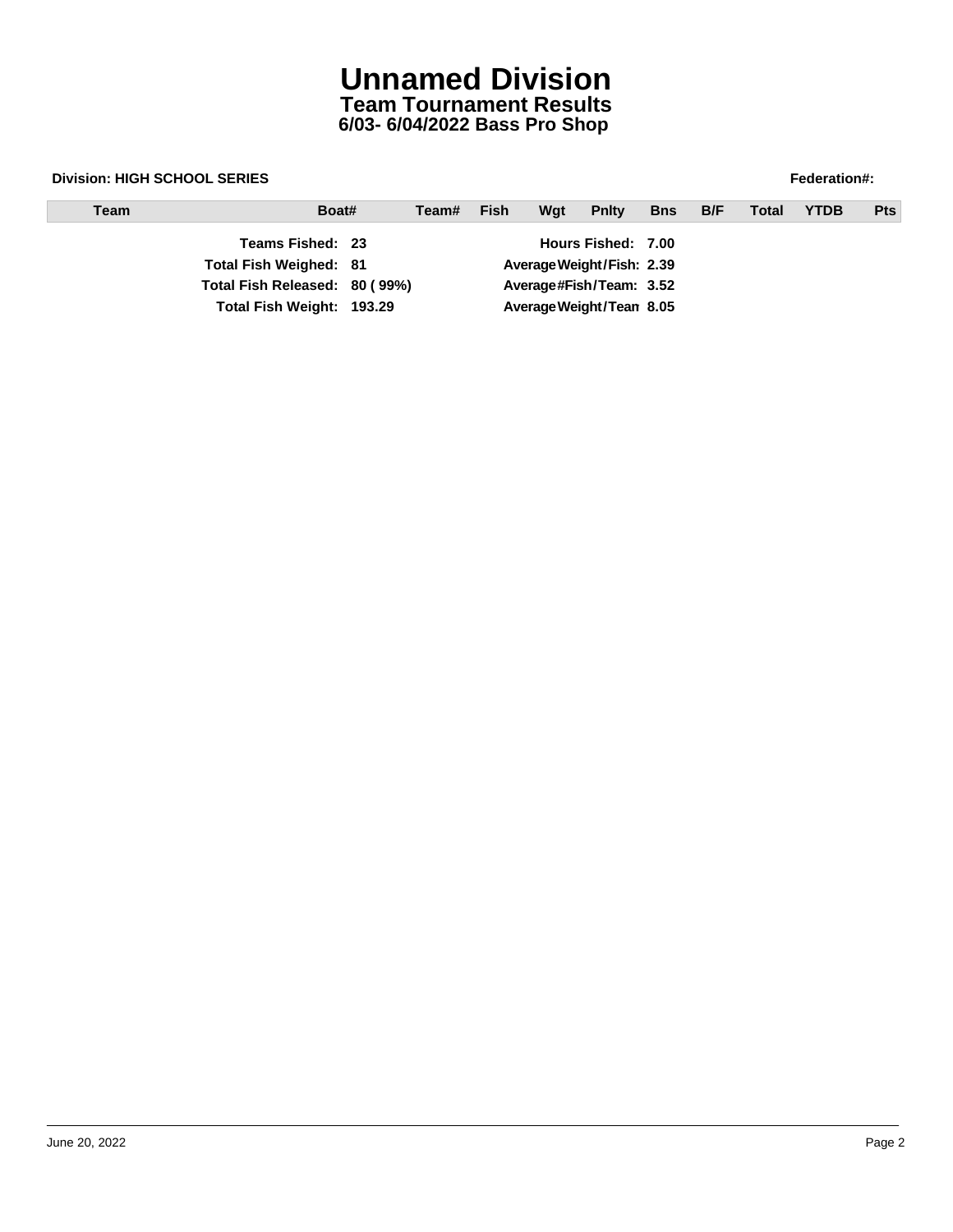# Unnamed Division

## Team Tournament Results

### 6/03- 6/04/2022 Bass Pro Shop

**Division: HIGH SCHOOL SERIES** **Federation#:**

| Team | Boat# | Team# | Fish | Wgt | Pnlty | Bns | B/F | Total | YTDB | Pts |
|---|---|---|---|---|---|---|---|---|---|---|

**Teams Fished: 23**
**Total Fish Weighed: 81**
**Total Fish Released: 80 ( 99%)**
**Total Fish Weight: 193.29**

**Hours Fished: 7.00**
**Average Weight/Fish: 2.39**
**Average#Fish/Team: 3.52**
**Average Weight/Tean 8.05**

June 20, 2022